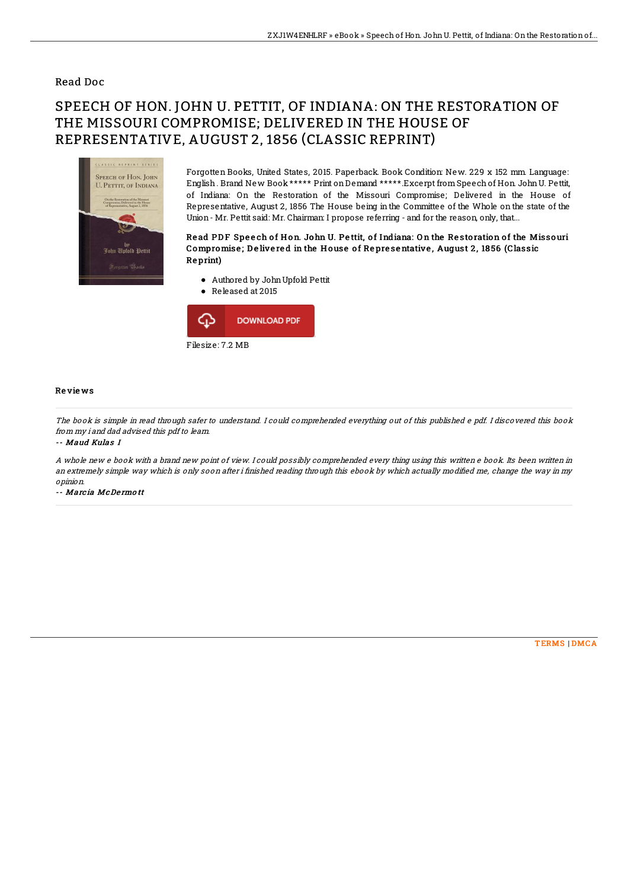## Read Doc

# SPEECH OF HON. JOHN U. PETTIT, OF INDIANA: ON THE RESTORATION OF THE MISSOURI COMPROMISE; DELIVERED IN THE HOUSE OF REPRESENTATIVE, AUGUST 2, 1856 (CLASSIC REPRINT)

Forgotten Books, United States, 2015. Paperback. Book Condition: New. 229 x 152 mm. Language: English . Brand New Book ***** Print on Demand *****.Excerpt from Speech of Hon. John U. Pettit, of Indiana: On the Restoration of the Missouri Compromise; Delivered in the House of Representative, August 2, 1856 The House being in the Committee of the Whole on the state of the Union - Mr. Pettit said: Mr. Chairman: I propose referring - and for the reason, only, that...

**Read PDF Speech of Hon. John U. Pettit, of Indiana: On the Restoration of the Missouri Compromise; Delivered in the House of Representative, August 2, 1856 (Classic Reprint)**

- Authored by John Upfold Pettit
- Released at 2015

DOWNLOAD PDF

Filesize: 7.2 MB

### Reviews

*The book is simple in read through safer to understand. I could comprehended everything out of this published e pdf. I discovered this book from my i and dad advised this pdf to learn.*

*-- Maud Kulas I*

*A whole new e book with a brand new point of view. I could possibly comprehended every thing using this written e book. Its been written in an extremely simple way which is only soon after i finished reading through this ebook by which actually modified me, change the way in my opinion.*

*-- Marcia McDermott*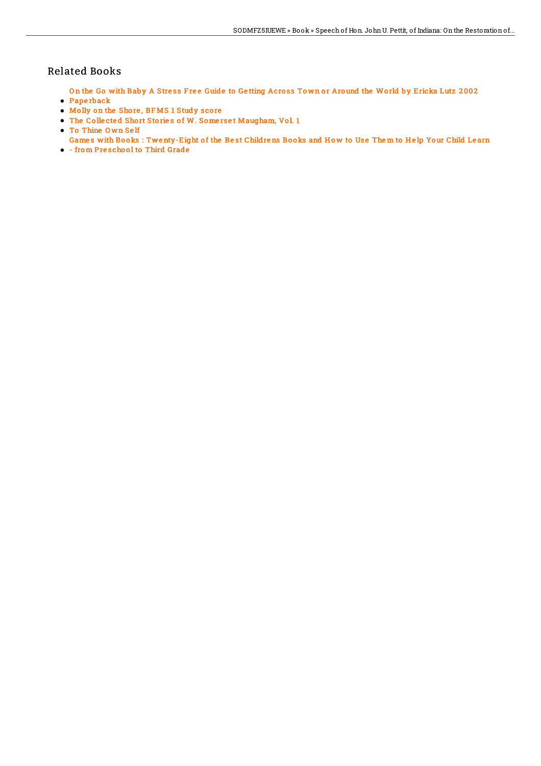## Related Books

- On the Go with Baby A Stress Free Guide to Getting Across Town or Around the World by Ericka Lutz 2002 Paperback
- Molly on the Shore, BFMS 1 Study score
- The Collected Short Stories of W. Somerset Maugham, Vol. 1
- To Thine Own Self
- Games with Books : Twenty-Eight of the Best Childrens Books and How to Use Them to Help Your Child Learn - from Preschool to Third Grade